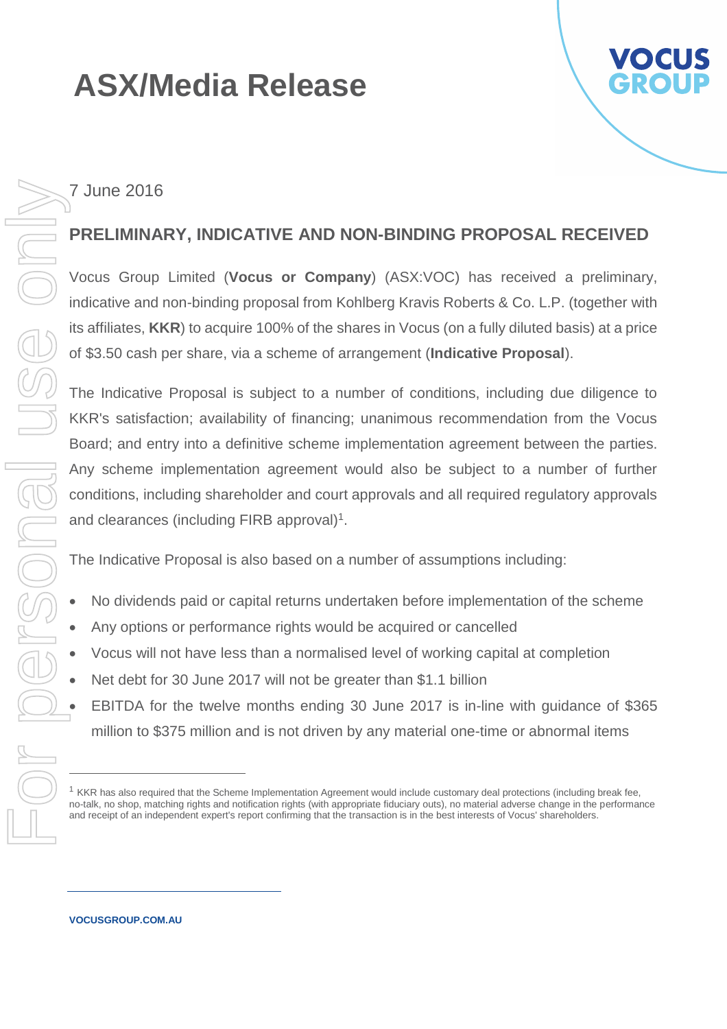# ASX/Media Release

7 June 2016

## PRELIMINARY, INDICATIVE AND NON-BINDING PROPOSAL RECEIVED

Vocus Group Limited (**Vocus or Company**) (ASX:VOC) has received a preliminary, indicative and non-binding proposal from Kohlberg Kravis Roberts & Co. L.P. (together with its affiliates, **KKR**) to acquire 100% of the shares in Vocus (on a fully diluted basis) at a price of $3.50 cash per share, via a scheme of arrangement (**Indicative Proposal**).

The Indicative Proposal is subject to a number of conditions, including due diligence to KKR's satisfaction; availability of financing; unanimous recommendation from the Vocus Board; and entry into a definitive scheme implementation agreement between the parties. Any scheme implementation agreement would also be subject to a number of further conditions, including shareholder and court approvals and all required regulatory approvals and clearances (including FIRB approval)[1].

The Indicative Proposal is also based on a number of assumptions including:

- No dividends paid or capital returns undertaken before implementation of the scheme
- Any options or performance rights would be acquired or cancelled
- Vocus will not have less than a normalised level of working capital at completion
- Net debt for 30 June 2017 will not be greater than $1.1 billion
- EBITDA for the twelve months ending 30 June 2017 is in-line with guidance of $365 million to $375 million and is not driven by any material one-time or abnormal items

[1] KKR has also required that the Scheme Implementation Agreement would include customary deal protections (including break fee, no-talk, no shop, matching rights and notification rights (with appropriate fiduciary outs), no material adverse change in the performance and receipt of an independent expert's report confirming that the transaction is in the best interests of Vocus' shareholders.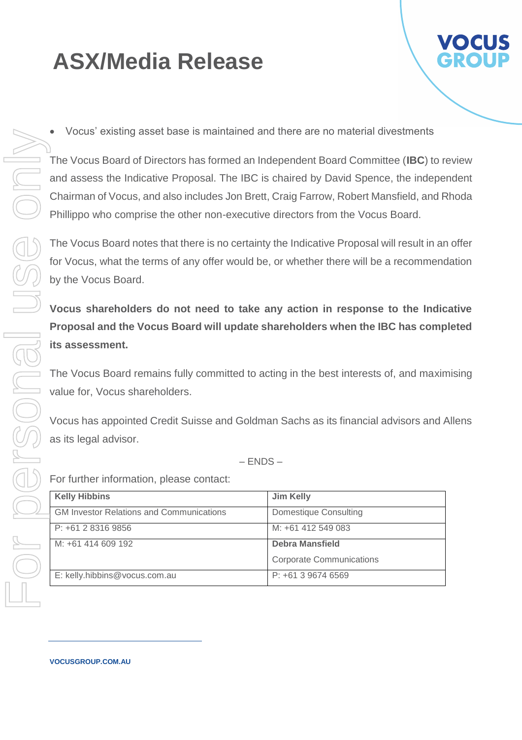# ASX/Media Release

- Vocus' existing asset base is maintained and there are no material divestments

The Vocus Board of Directors has formed an Independent Board Committee (**IBC**) to review and assess the Indicative Proposal. The IBC is chaired by David Spence, the independent Chairman of Vocus, and also includes Jon Brett, Craig Farrow, Robert Mansfield, and Rhoda Phillippo who comprise the other non-executive directors from the Vocus Board.

The Vocus Board notes that there is no certainty the Indicative Proposal will result in an offer for Vocus, what the terms of any offer would be, or whether there will be a recommendation by the Vocus Board.

**Vocus shareholders do not need to take any action in response to the Indicative Proposal and the Vocus Board will update shareholders when the IBC has completed its assessment.**

The Vocus Board remains fully committed to acting in the best interests of, and maximising value for, Vocus shareholders.

Vocus has appointed Credit Suisse and Goldman Sachs as its financial advisors and Allens as its legal advisor.

– ENDS –

For further information, please contact:

| **Kelly Hibbins** | **Jim Kelly** |
|---|---|
| GM Investor Relations and Communications | Domestique Consulting |
| P: +61 2 8316 9856 | M: +61 412 549 083 |
| M: +61 414 609 192 | **Debra Mansfield**<br>Corporate Communications |
| E: kelly.hibbins@vocus.com.au | P: +61 3 9674 6569 |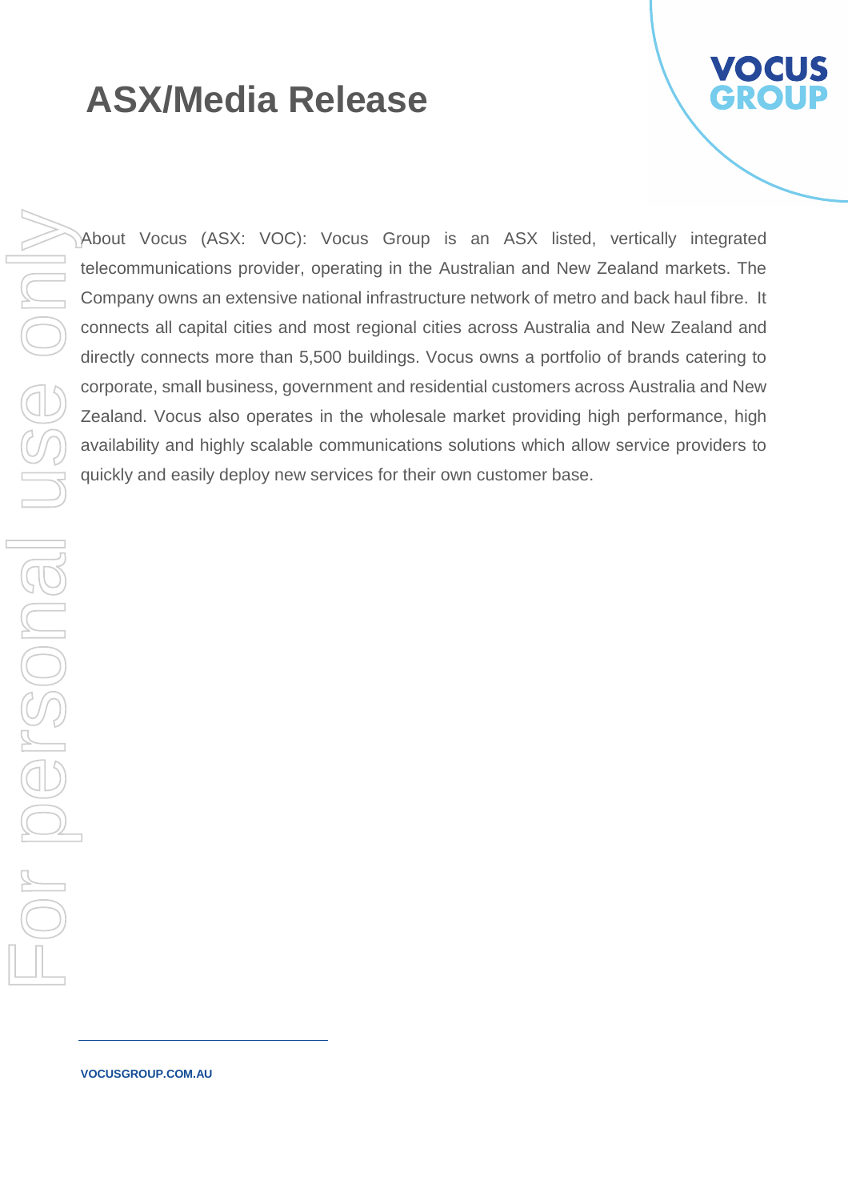About Vocus (ASX: VOC): Vocus Group is an ASX listed, vertically integrated telecommunications provider, operating in the Australian and New Zealand markets. The Company owns an extensive national infrastructure network of metro and back haul fibre. It connects all capital cities and most regional cities across Australia and New Zealand and directly connects more than 5,500 buildings. Vocus owns a portfolio of brands catering to corporate, small business, government and residential customers across Australia and New Zealand. Vocus also operates in the wholesale market providing high performance, high availability and highly scalable communications solutions which allow service providers to quickly and easily deploy new services for their own customer base.